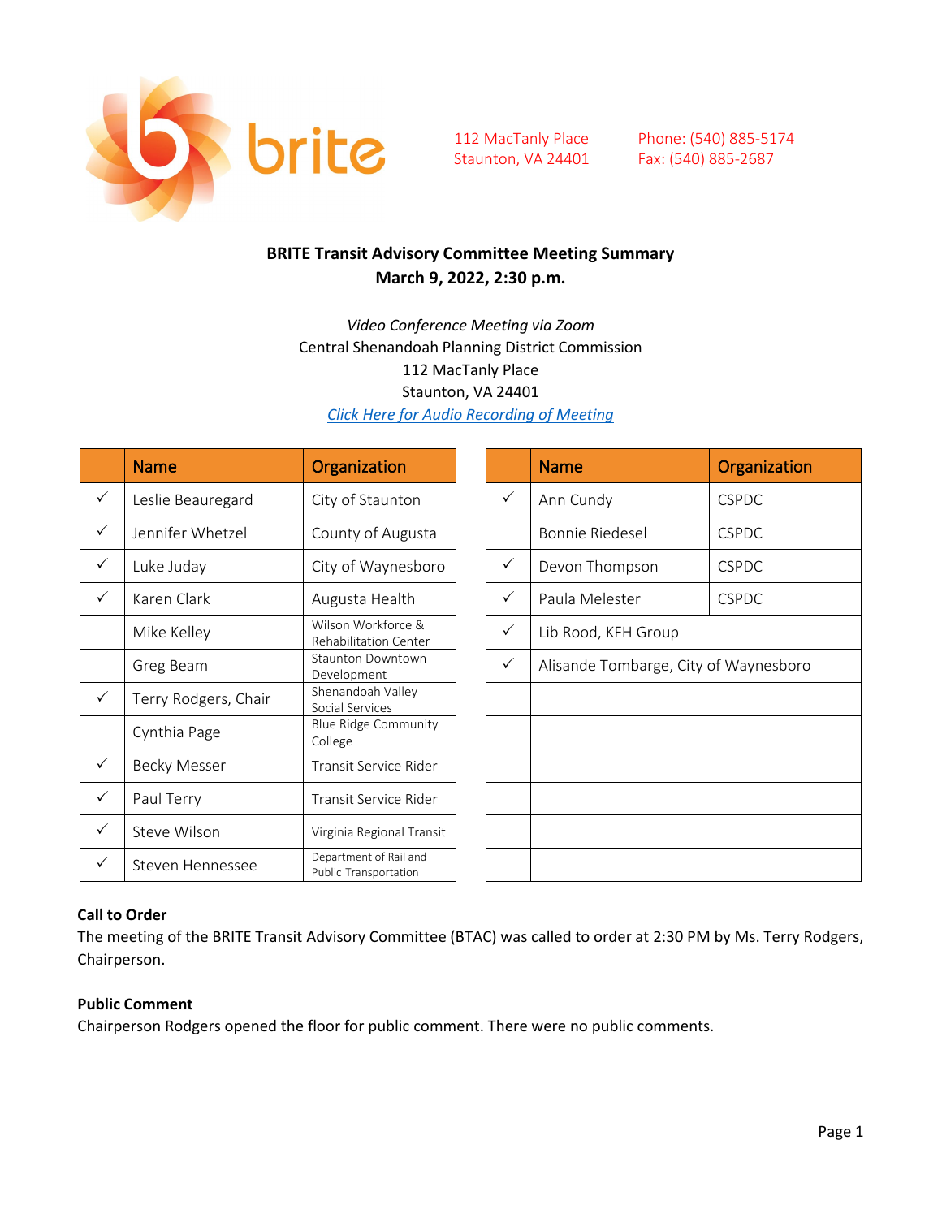brite

112 MacTanly Place
Staunton, VA 24401

Phone: (540) 885-5174
Fax: (540) 885-2687

**BRITE Transit Advisory Committee Meeting Summary**
**March 9, 2022, 2:30 p.m.**

*Video Conference Meeting via Zoom*
Central Shenandoah Planning District Commission
112 MacTanly Place
Staunton, VA 24401
[*Click Here for Audio Recording of Meeting*]

| | Name | Organization |
|---|---|---|
| ✓ | Leslie Beauregard | City of Staunton |
| ✓ | Jennifer Whetzel | County of Augusta |
| ✓ | Luke Juday | City of Waynesboro |
| ✓ | Karen Clark | Augusta Health |
| | Mike Kelley | Wilson Workforce & Rehabilitation Center |
| | Greg Beam | Staunton Downtown Development |
| ✓ | Terry Rodgers, Chair | Shenandoah Valley Social Services |
| | Cynthia Page | Blue Ridge Community College |
| ✓ | Becky Messer | Transit Service Rider |
| ✓ | Paul Terry | Transit Service Rider |
| ✓ | Steve Wilson | Virginia Regional Transit |
| ✓ | Steven Hennessee | Department of Rail and Public Transportation |

| | Name | Organization |
|---|---|---|
| ✓ | Ann Cundy | CSPDC |
| | Bonnie Riedesel | CSPDC |
| ✓ | Devon Thompson | CSPDC |
| ✓ | Paula Melester | CSPDC |
| ✓ | Lib Rood, KFH Group | |
| ✓ | Alisande Tombarge, City of Waynesboro | |

**Call to Order**
The meeting of the BRITE Transit Advisory Committee (BTAC) was called to order at 2:30 PM by Ms. Terry Rodgers, Chairperson.

**Public Comment**
Chairperson Rodgers opened the floor for public comment. There were no public comments.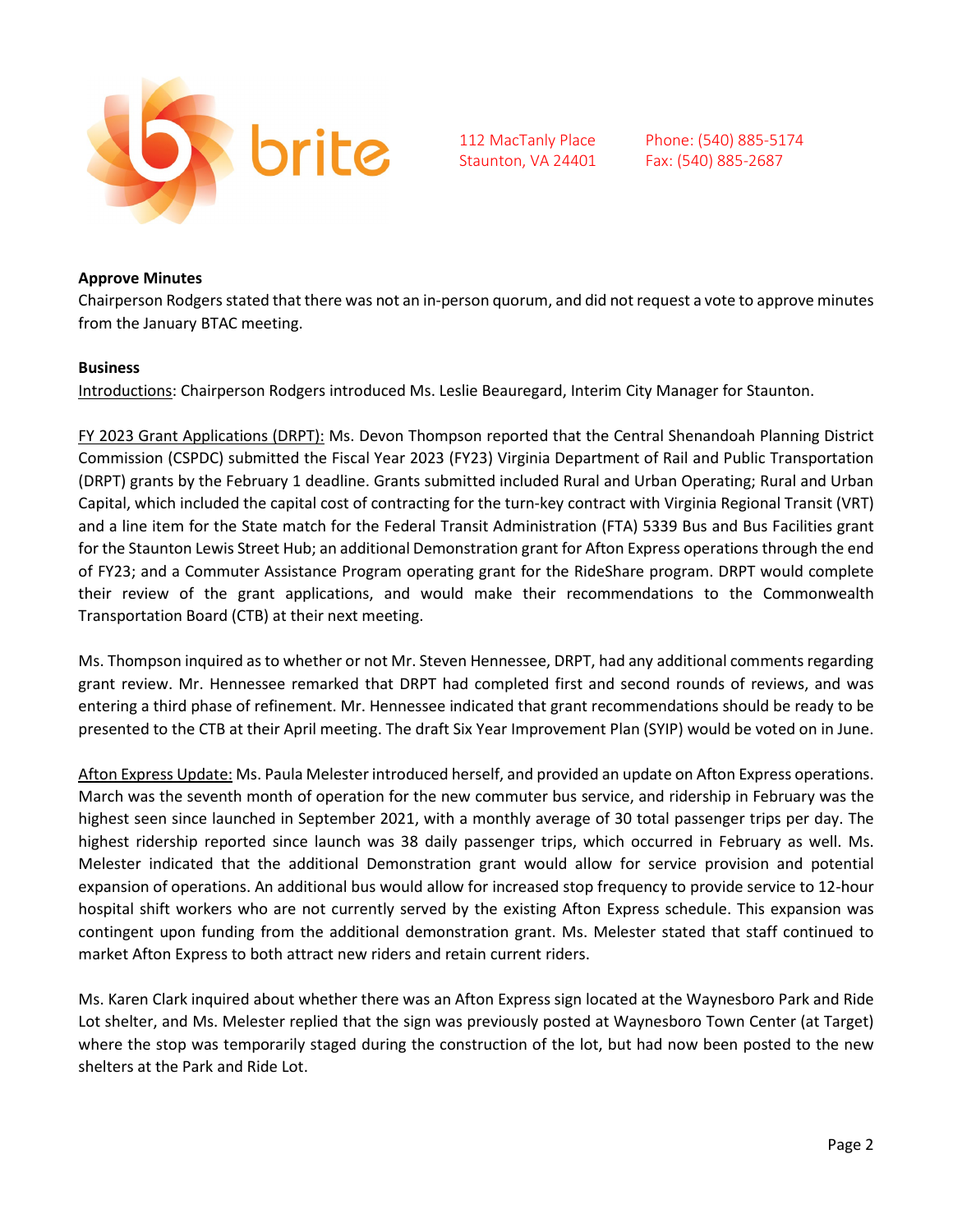**Approve Minutes**

Chairperson Rodgers stated that there was not an in-person quorum, and did not request a vote to approve minutes from the January BTAC meeting.

**Business**

Introductions: Chairperson Rodgers introduced Ms. Leslie Beauregard, Interim City Manager for Staunton.

FY 2023 Grant Applications (DRPT): Ms. Devon Thompson reported that the Central Shenandoah Planning District Commission (CSPDC) submitted the Fiscal Year 2023 (FY23) Virginia Department of Rail and Public Transportation (DRPT) grants by the February 1 deadline. Grants submitted included Rural and Urban Operating; Rural and Urban Capital, which included the capital cost of contracting for the turn-key contract with Virginia Regional Transit (VRT) and a line item for the State match for the Federal Transit Administration (FTA) 5339 Bus and Bus Facilities grant for the Staunton Lewis Street Hub; an additional Demonstration grant for Afton Express operations through the end of FY23; and a Commuter Assistance Program operating grant for the RideShare program. DRPT would complete their review of the grant applications, and would make their recommendations to the Commonwealth Transportation Board (CTB) at their next meeting.

Ms. Thompson inquired as to whether or not Mr. Steven Hennessee, DRPT, had any additional comments regarding grant review. Mr. Hennessee remarked that DRPT had completed first and second rounds of reviews, and was entering a third phase of refinement. Mr. Hennessee indicated that grant recommendations should be ready to be presented to the CTB at their April meeting. The draft Six Year Improvement Plan (SYIP) would be voted on in June.

Afton Express Update: Ms. Paula Melester introduced herself, and provided an update on Afton Express operations. March was the seventh month of operation for the new commuter bus service, and ridership in February was the highest seen since launched in September 2021, with a monthly average of 30 total passenger trips per day. The highest ridership reported since launch was 38 daily passenger trips, which occurred in February as well. Ms. Melester indicated that the additional Demonstration grant would allow for service provision and potential expansion of operations. An additional bus would allow for increased stop frequency to provide service to 12-hour hospital shift workers who are not currently served by the existing Afton Express schedule. This expansion was contingent upon funding from the additional demonstration grant. Ms. Melester stated that staff continued to market Afton Express to both attract new riders and retain current riders.

Ms. Karen Clark inquired about whether there was an Afton Express sign located at the Waynesboro Park and Ride Lot shelter, and Ms. Melester replied that the sign was previously posted at Waynesboro Town Center (at Target) where the stop was temporarily staged during the construction of the lot, but had now been posted to the new shelters at the Park and Ride Lot.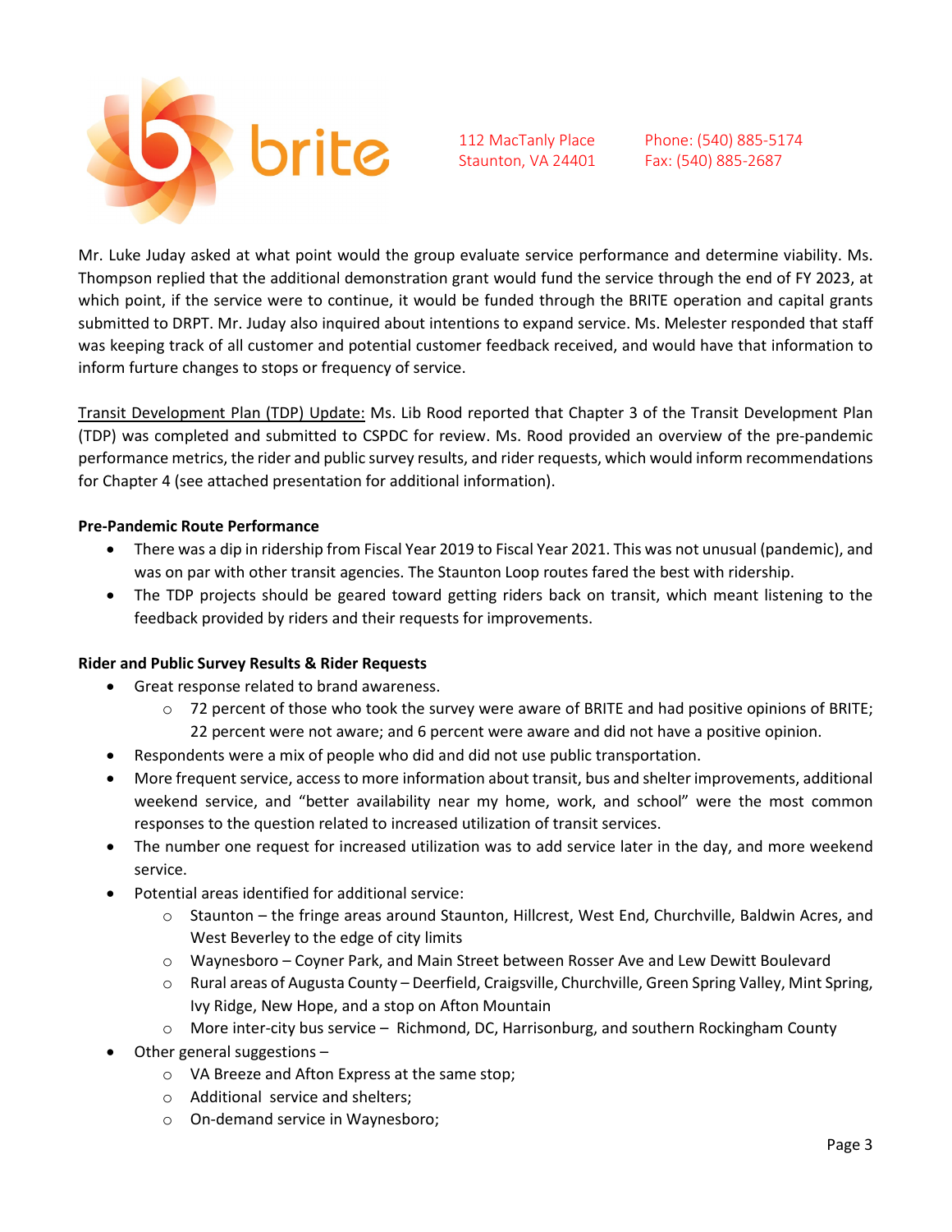Mr. Luke Juday asked at what point would the group evaluate service performance and determine viability. Ms. Thompson replied that the additional demonstration grant would fund the service through the end of FY 2023, at which point, if the service were to continue, it would be funded through the BRITE operation and capital grants submitted to DRPT. Mr. Juday also inquired about intentions to expand service. Ms. Melester responded that staff was keeping track of all customer and potential customer feedback received, and would have that information to inform furture changes to stops or frequency of service.

<u>Transit Development Plan (TDP) Update:</u> Ms. Lib Rood reported that Chapter 3 of the Transit Development Plan (TDP) was completed and submitted to CSPDC for review. Ms. Rood provided an overview of the pre-pandemic performance metrics, the rider and public survey results, and rider requests, which would inform recommendations for Chapter 4 (see attached presentation for additional information).

**Pre-Pandemic Route Performance**

- There was a dip in ridership from Fiscal Year 2019 to Fiscal Year 2021. This was not unusual (pandemic), and was on par with other transit agencies. The Staunton Loop routes fared the best with ridership.
- The TDP projects should be geared toward getting riders back on transit, which meant listening to the feedback provided by riders and their requests for improvements.

**Rider and Public Survey Results & Rider Requests**

- Great response related to brand awareness.
  - 72 percent of those who took the survey were aware of BRITE and had positive opinions of BRITE; 22 percent were not aware; and 6 percent were aware and did not have a positive opinion.
- Respondents were a mix of people who did and did not use public transportation.
- More frequent service, access to more information about transit, bus and shelter improvements, additional weekend service, and "better availability near my home, work, and school" were the most common responses to the question related to increased utilization of transit services.
- The number one request for increased utilization was to add service later in the day, and more weekend service.
- Potential areas identified for additional service:
  - Staunton – the fringe areas around Staunton, Hillcrest, West End, Churchville, Baldwin Acres, and West Beverley to the edge of city limits
  - Waynesboro – Coyner Park, and Main Street between Rosser Ave and Lew Dewitt Boulevard
  - Rural areas of Augusta County – Deerfield, Craigsville, Churchville, Green Spring Valley, Mint Spring, Ivy Ridge, New Hope, and a stop on Afton Mountain
  - More inter-city bus service – Richmond, DC, Harrisonburg, and southern Rockingham County
- Other general suggestions –
  - VA Breeze and Afton Express at the same stop;
  - Additional service and shelters;
  - On-demand service in Waynesboro;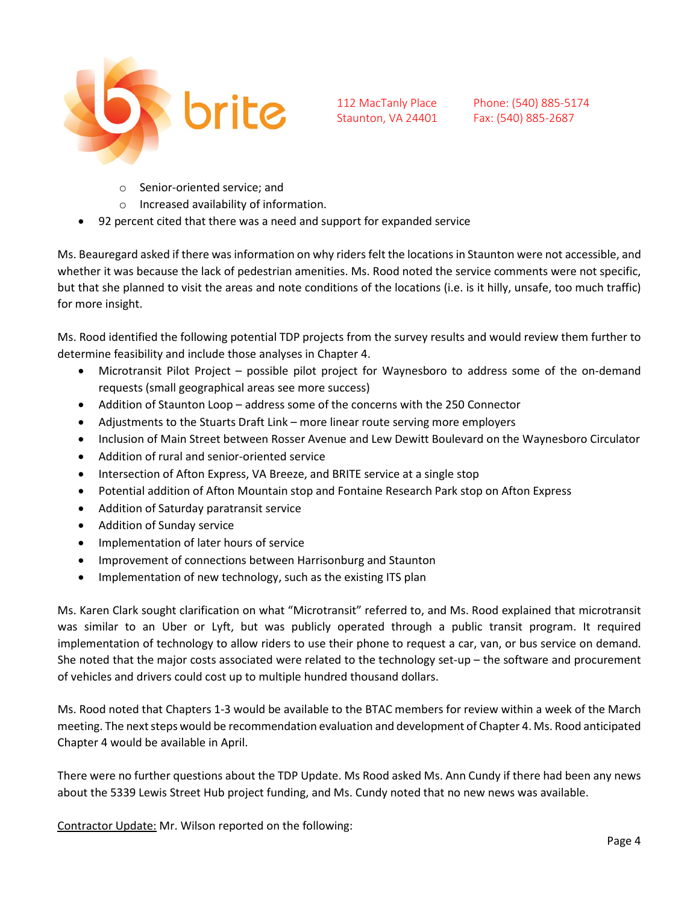- Senior-oriented service; and
  - Increased availability of information.
- 92 percent cited that there was a need and support for expanded service

Ms. Beauregard asked if there was information on why riders felt the locations in Staunton were not accessible, and whether it was because the lack of pedestrian amenities. Ms. Rood noted the service comments were not specific, but that she planned to visit the areas and note conditions of the locations (i.e. is it hilly, unsafe, too much traffic) for more insight.

Ms. Rood identified the following potential TDP projects from the survey results and would review them further to determine feasibility and include those analyses in Chapter 4.

- Microtransit Pilot Project – possible pilot project for Waynesboro to address some of the on-demand requests (small geographical areas see more success)
- Addition of Staunton Loop – address some of the concerns with the 250 Connector
- Adjustments to the Stuarts Draft Link – more linear route serving more employers
- Inclusion of Main Street between Rosser Avenue and Lew Dewitt Boulevard on the Waynesboro Circulator
- Addition of rural and senior-oriented service
- Intersection of Afton Express, VA Breeze, and BRITE service at a single stop
- Potential addition of Afton Mountain stop and Fontaine Research Park stop on Afton Express
- Addition of Saturday paratransit service
- Addition of Sunday service
- Implementation of later hours of service
- Improvement of connections between Harrisonburg and Staunton
- Implementation of new technology, such as the existing ITS plan

Ms. Karen Clark sought clarification on what "Microtransit" referred to, and Ms. Rood explained that microtransit was similar to an Uber or Lyft, but was publicly operated through a public transit program. It required implementation of technology to allow riders to use their phone to request a car, van, or bus service on demand. She noted that the major costs associated were related to the technology set-up – the software and procurement of vehicles and drivers could cost up to multiple hundred thousand dollars.

Ms. Rood noted that Chapters 1-3 would be available to the BTAC members for review within a week of the March meeting. The next steps would be recommendation evaluation and development of Chapter 4. Ms. Rood anticipated Chapter 4 would be available in April.

There were no further questions about the TDP Update. Ms Rood asked Ms. Ann Cundy if there had been any news about the 5339 Lewis Street Hub project funding, and Ms. Cundy noted that no new news was available.

<u>Contractor Update:</u> Mr. Wilson reported on the following: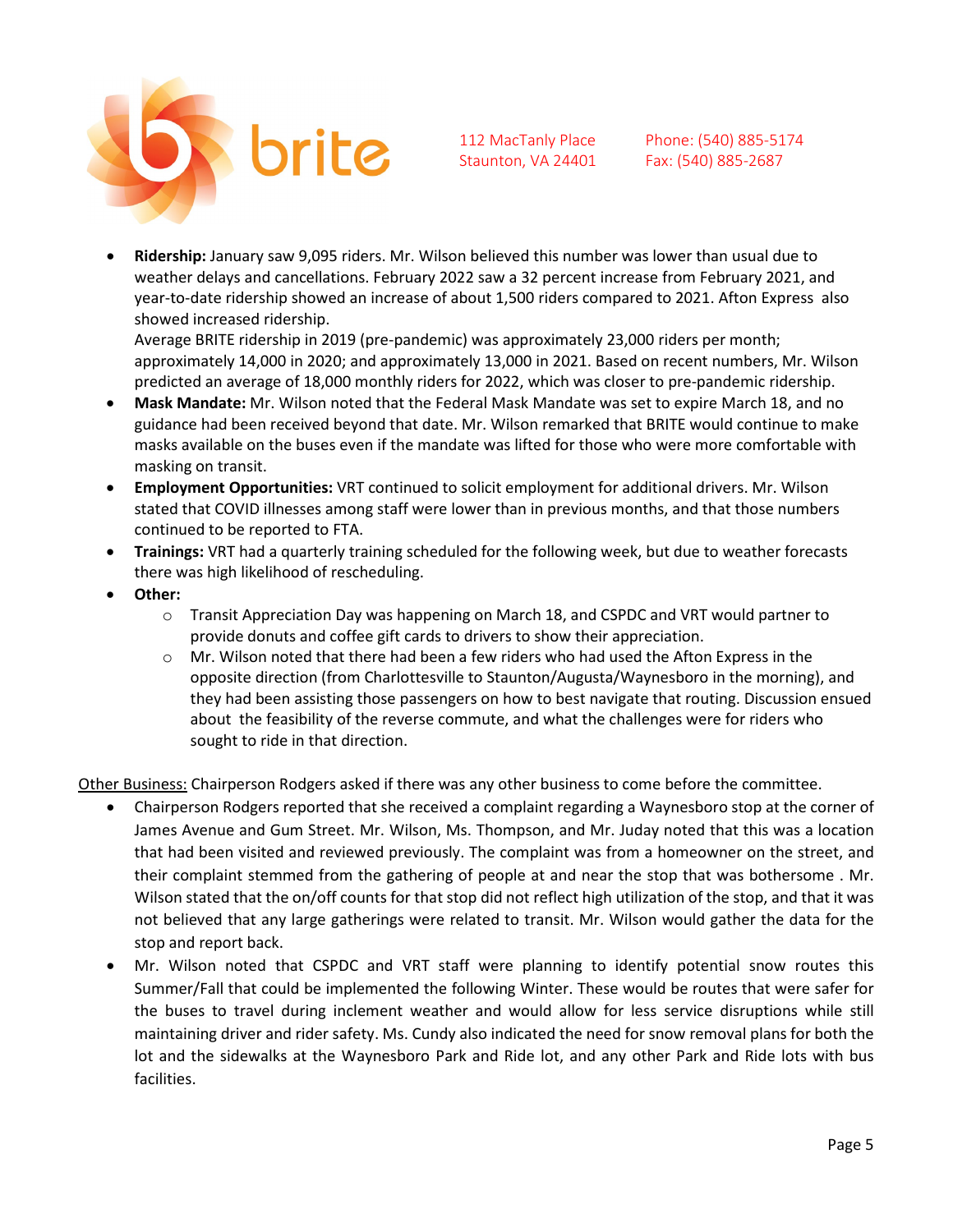- **Ridership:** January saw 9,095 riders. Mr. Wilson believed this number was lower than usual due to weather delays and cancellations. February 2022 saw a 32 percent increase from February 2021, and year-to-date ridership showed an increase of about 1,500 riders compared to 2021. Afton Express also showed increased ridership.
  Average BRITE ridership in 2019 (pre-pandemic) was approximately 23,000 riders per month; approximately 14,000 in 2020; and approximately 13,000 in 2021. Based on recent numbers, Mr. Wilson predicted an average of 18,000 monthly riders for 2022, which was closer to pre-pandemic ridership.
- **Mask Mandate:** Mr. Wilson noted that the Federal Mask Mandate was set to expire March 18, and no guidance had been received beyond that date. Mr. Wilson remarked that BRITE would continue to make masks available on the buses even if the mandate was lifted for those who were more comfortable with masking on transit.
- **Employment Opportunities:** VRT continued to solicit employment for additional drivers. Mr. Wilson stated that COVID illnesses among staff were lower than in previous months, and that those numbers continued to be reported to FTA.
- **Trainings:** VRT had a quarterly training scheduled for the following week, but due to weather forecasts there was high likelihood of rescheduling.
- **Other:**
  - Transit Appreciation Day was happening on March 18, and CSPDC and VRT would partner to provide donuts and coffee gift cards to drivers to show their appreciation.
  - Mr. Wilson noted that there had been a few riders who had used the Afton Express in the opposite direction (from Charlottesville to Staunton/Augusta/Waynesboro in the morning), and they had been assisting those passengers on how to best navigate that routing. Discussion ensued about the feasibility of the reverse commute, and what the challenges were for riders who sought to ride in that direction.

Other Business: Chairperson Rodgers asked if there was any other business to come before the committee.

- Chairperson Rodgers reported that she received a complaint regarding a Waynesboro stop at the corner of James Avenue and Gum Street. Mr. Wilson, Ms. Thompson, and Mr. Juday noted that this was a location that had been visited and reviewed previously. The complaint was from a homeowner on the street, and their complaint stemmed from the gathering of people at and near the stop that was bothersome . Mr. Wilson stated that the on/off counts for that stop did not reflect high utilization of the stop, and that it was not believed that any large gatherings were related to transit. Mr. Wilson would gather the data for the stop and report back.
- Mr. Wilson noted that CSPDC and VRT staff were planning to identify potential snow routes this Summer/Fall that could be implemented the following Winter. These would be routes that were safer for the buses to travel during inclement weather and would allow for less service disruptions while still maintaining driver and rider safety. Ms. Cundy also indicated the need for snow removal plans for both the lot and the sidewalks at the Waynesboro Park and Ride lot, and any other Park and Ride lots with bus facilities.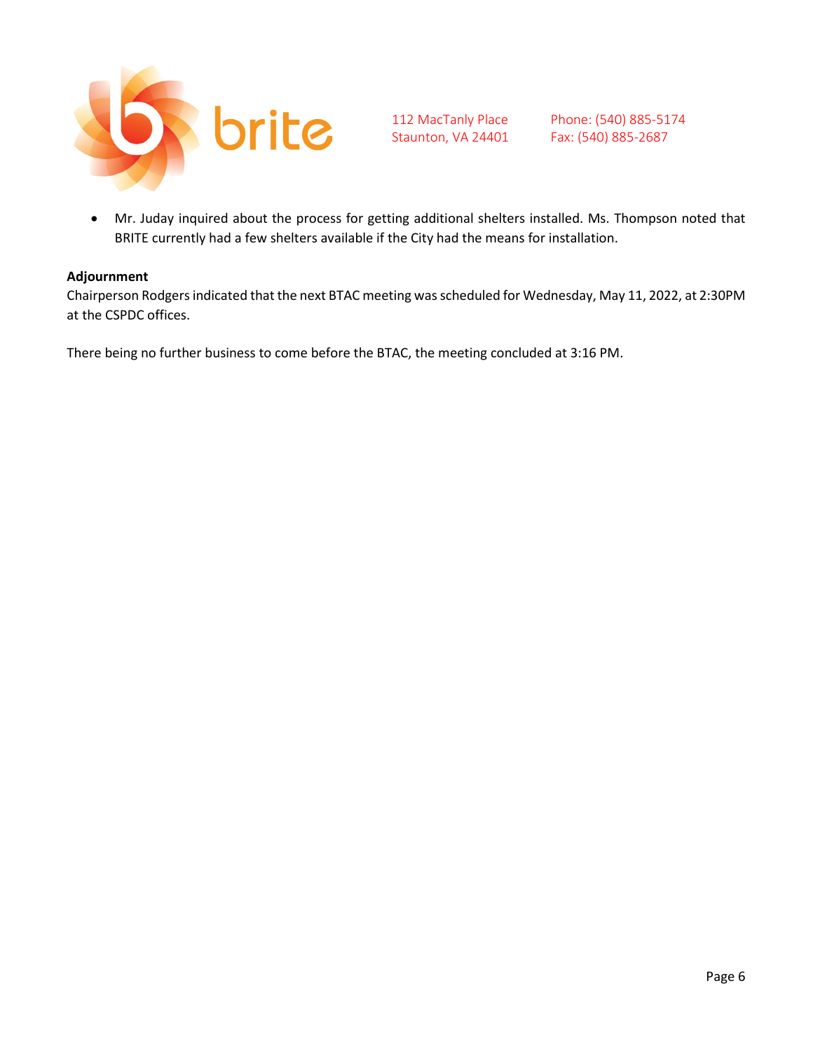- Mr. Juday inquired about the process for getting additional shelters installed. Ms. Thompson noted that BRITE currently had a few shelters available if the City had the means for installation.

**Adjournment**

Chairperson Rodgers indicated that the next BTAC meeting was scheduled for Wednesday, May 11, 2022, at 2:30PM at the CSPDC offices.

There being no further business to come before the BTAC, the meeting concluded at 3:16 PM.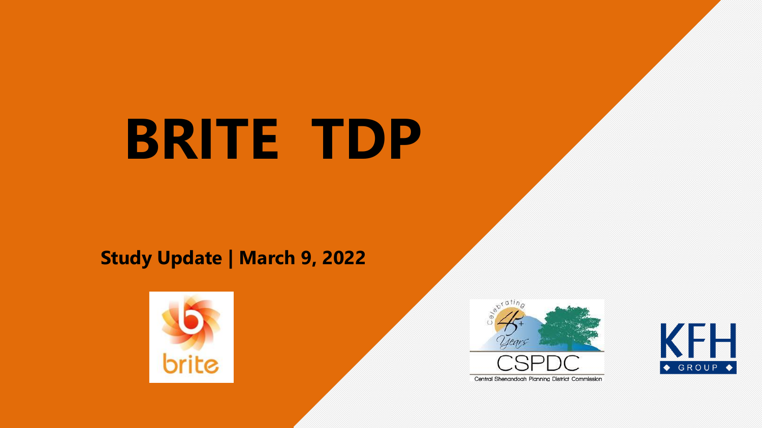# BRITE TDP

**Study Update | March 9, 2022**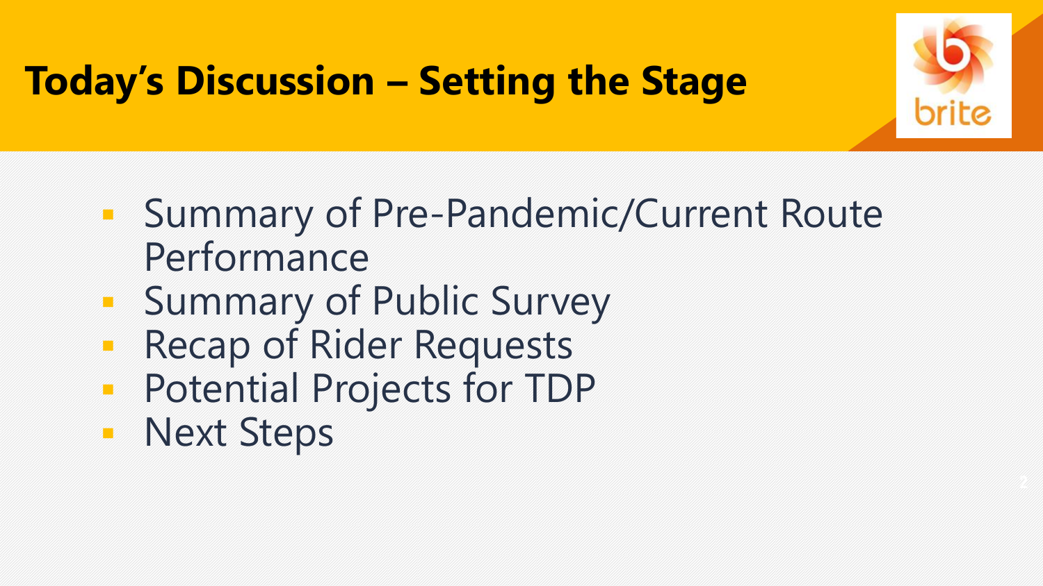# Today's Discussion – Setting the Stage

- Summary of Pre-Pandemic/Current Route Performance
- Summary of Public Survey
- Recap of Rider Requests
- Potential Projects for TDP
- Next Steps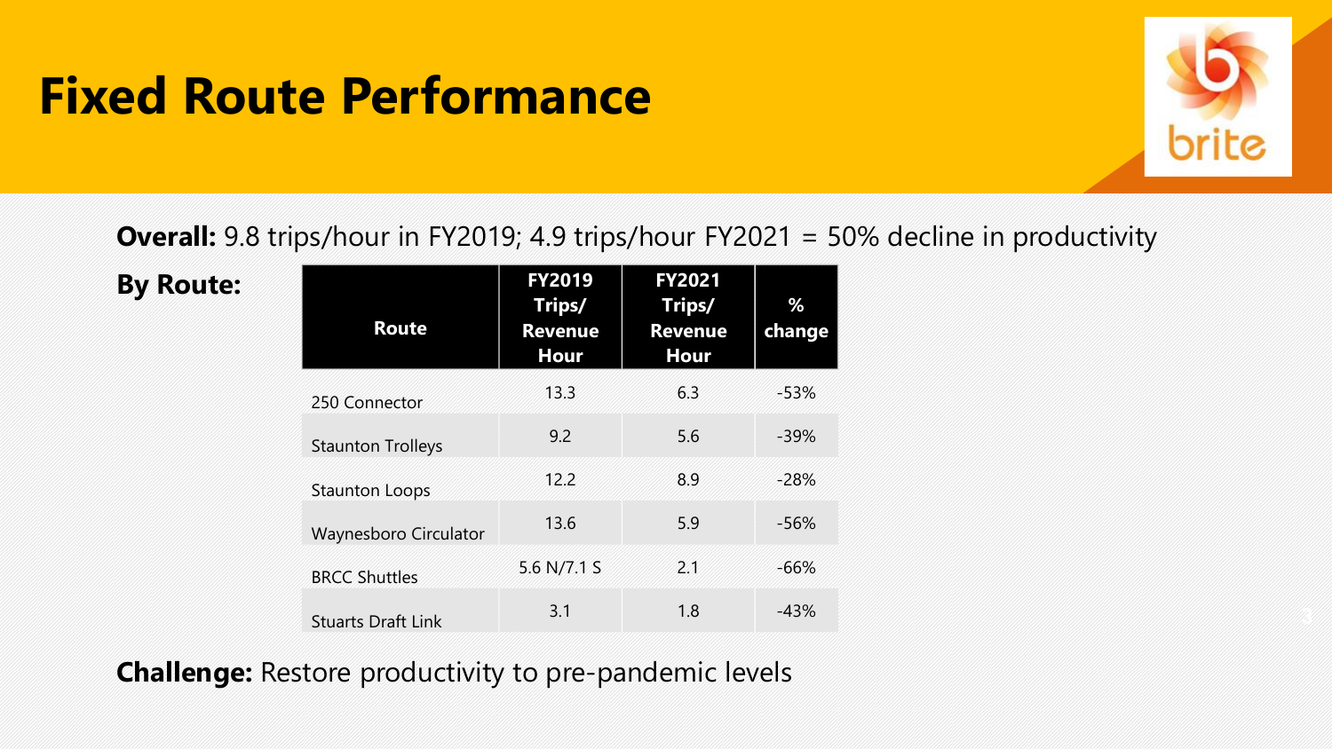# Fixed Route Performance

**Overall:** 9.8 trips/hour in FY2019; 4.9 trips/hour FY2021 = 50% decline in productivity

**By Route:**

| Route | FY2019 Trips/ Revenue Hour | FY2021 Trips/ Revenue Hour | % change |
|---|---|---|---|
| 250 Connector | 13.3 | 6.3 | -53% |
| Staunton Trolleys | 9.2 | 5.6 | -39% |
| Staunton Loops | 12.2 | 8.9 | -28% |
| Waynesboro Circulator | 13.6 | 5.9 | -56% |
| BRCC Shuttles | 5.6 N/7.1 S | 2.1 | -66% |
| Stuarts Draft Link | 3.1 | 1.8 | -43% |

**Challenge:** Restore productivity to pre-pandemic levels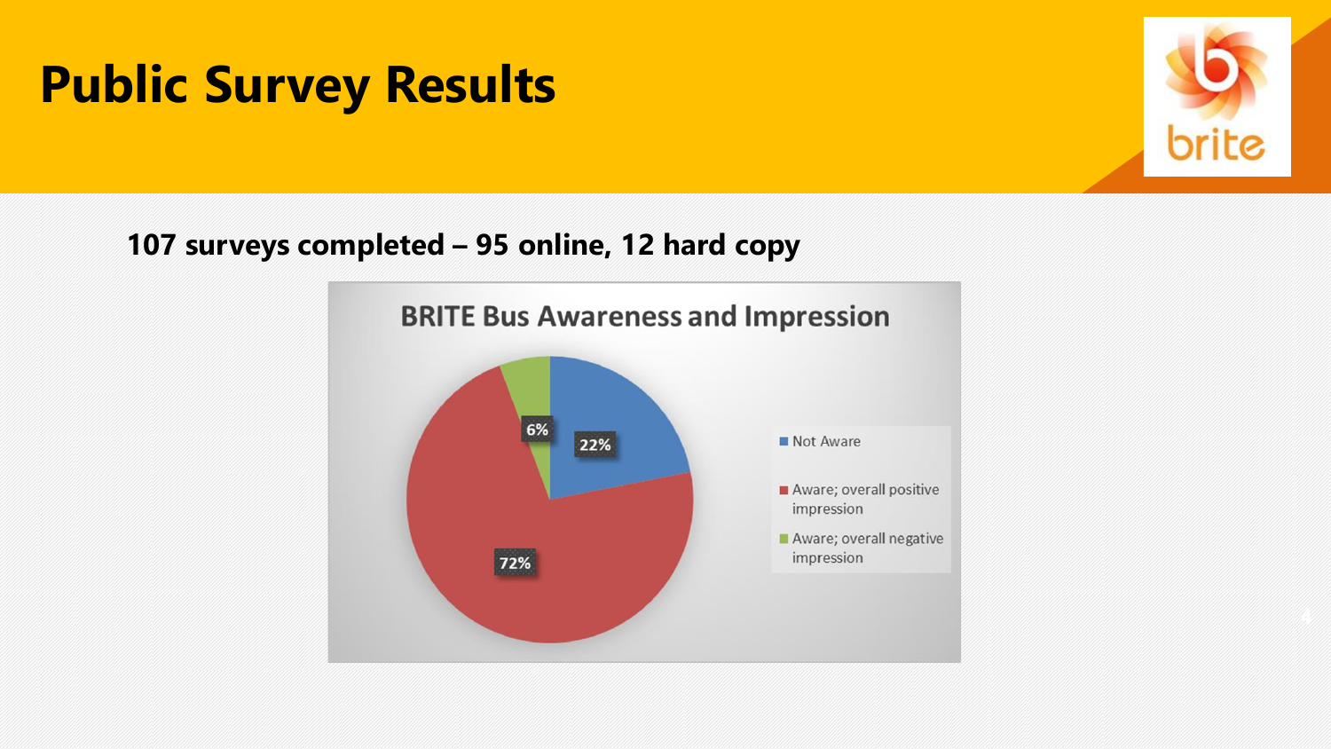# Public Survey Results

**107 surveys completed – 95 online, 12 hard copy**

**BRITE Bus Awareness and Impression**

| Category | Percentage |
| --- | --- |
| Not Aware | 22% |
| Aware; overall positive impression | 72% |
| Aware; overall negative impression | 6% |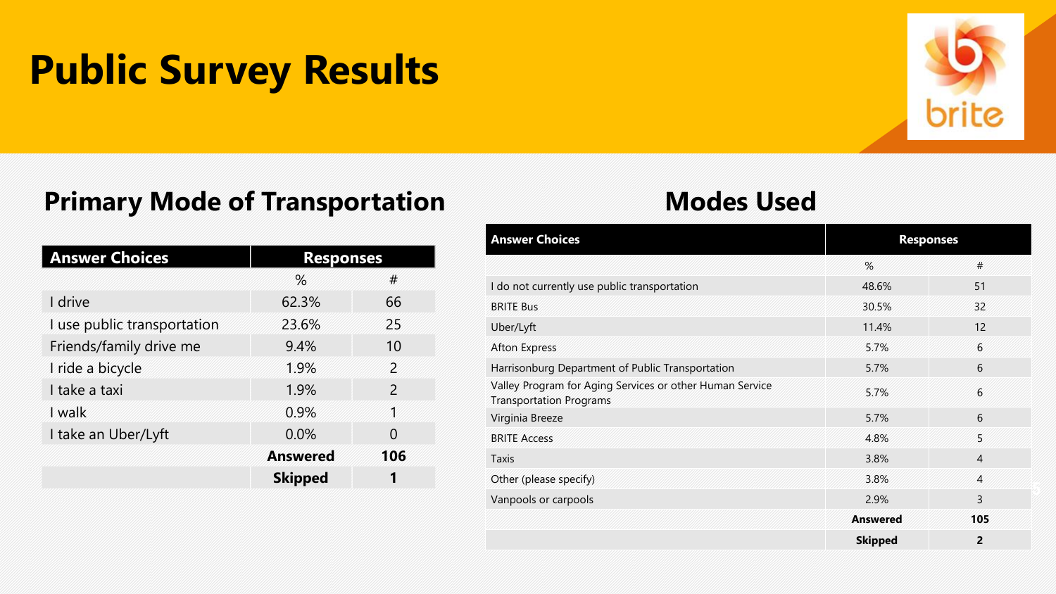# Public Survey Results

## Primary Mode of Transportation

| Answer Choices | Responses | |
|---|---|---|
| | % | # |
| I drive | 62.3% | 66 |
| I use public transportation | 23.6% | 25 |
| Friends/family drive me | 9.4% | 10 |
| I ride a bicycle | 1.9% | 2 |
| I take a taxi | 1.9% | 2 |
| I walk | 0.9% | 1 |
| I take an Uber/Lyft | 0.0% | 0 |
| | **Answered** | **106** |
| | **Skipped** | **1** |

## Modes Used

| Answer Choices | Responses | |
|---|---|---|
| | % | # |
| I do not currently use public transportation | 48.6% | 51 |
| BRITE Bus | 30.5% | 32 |
| Uber/Lyft | 11.4% | 12 |
| Afton Express | 5.7% | 6 |
| Harrisonburg Department of Public Transportation | 5.7% | 6 |
| Valley Program for Aging Services or other Human Service Transportation Programs | 5.7% | 6 |
| Virginia Breeze | 5.7% | 6 |
| BRITE Access | 4.8% | 5 |
| Taxis | 3.8% | 4 |
| Other (please specify) | 3.8% | 4 |
| Vanpools or carpools | 2.9% | 3 |
| | **Answered** | **105** |
| | **Skipped** | **2** |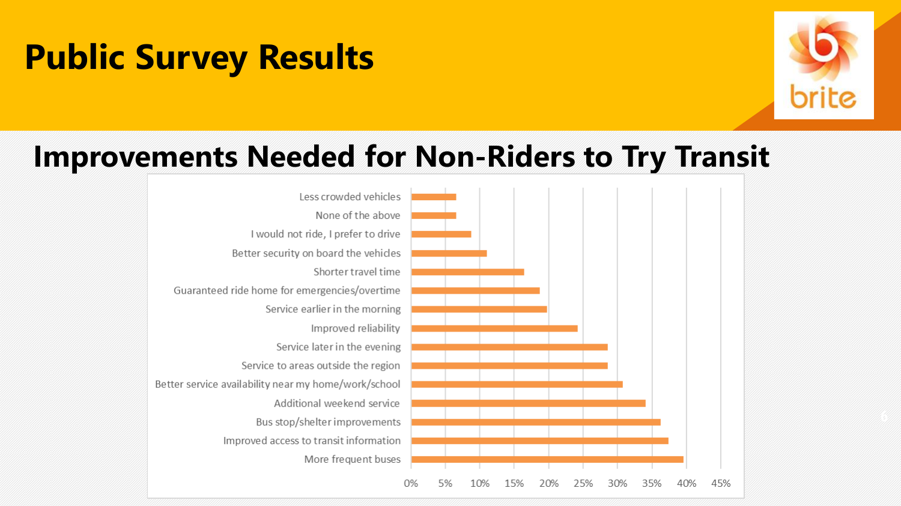# Public Survey Results

brite

## Improvements Needed for Non-Riders to Try Transit

Less crowded vehicles

None of the above

I would not ride, I prefer to drive

Better security on board the vehicles

Shorter travel time

Guaranteed ride home for emergencies/overtime

Service earlier in the morning

Improved reliability

Service later in the evening

Service to areas outside the region

Better service availability near my home/work/school

Additional weekend service

Bus stop/shelter improvements

Improved access to transit information

More frequent buses

0% 5% 10% 15% 20% 25% 30% 35% 40% 45%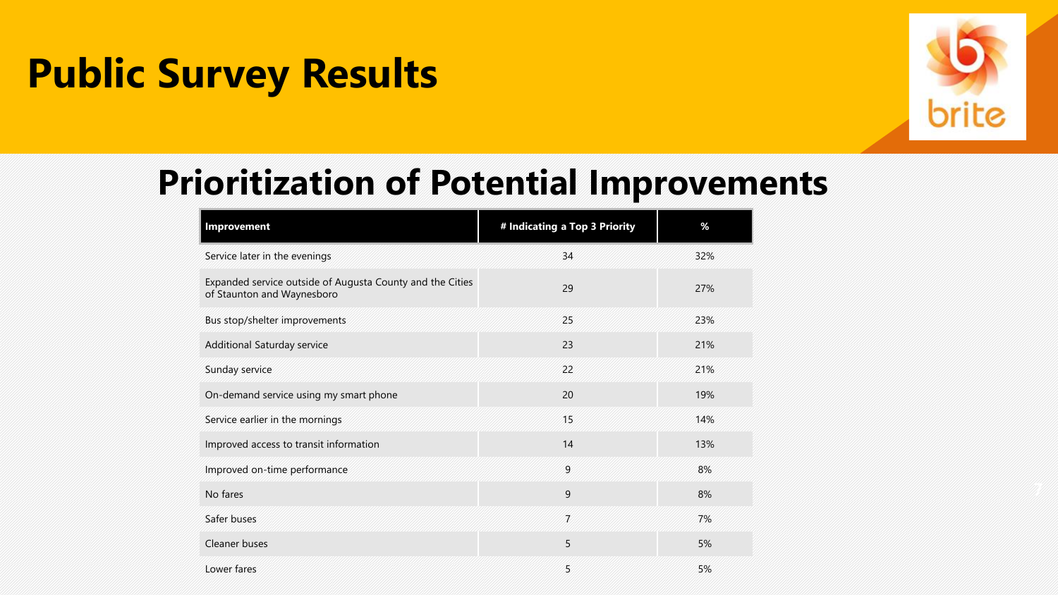# Public Survey Results

## Prioritization of Potential Improvements

| Improvement | # Indicating a Top 3 Priority | % |
| --- | --- | --- |
| Service later in the evenings | 34 | 32% |
| Expanded service outside of Augusta County and the Cities of Staunton and Waynesboro | 29 | 27% |
| Bus stop/shelter improvements | 25 | 23% |
| Additional Saturday service | 23 | 21% |
| Sunday service | 22 | 21% |
| On-demand service using my smart phone | 20 | 19% |
| Service earlier in the mornings | 15 | 14% |
| Improved access to transit information | 14 | 13% |
| Improved on-time performance | 9 | 8% |
| No fares | 9 | 8% |
| Safer buses | 7 | 7% |
| Cleaner buses | 5 | 5% |
| Lower fares | 5 | 5% |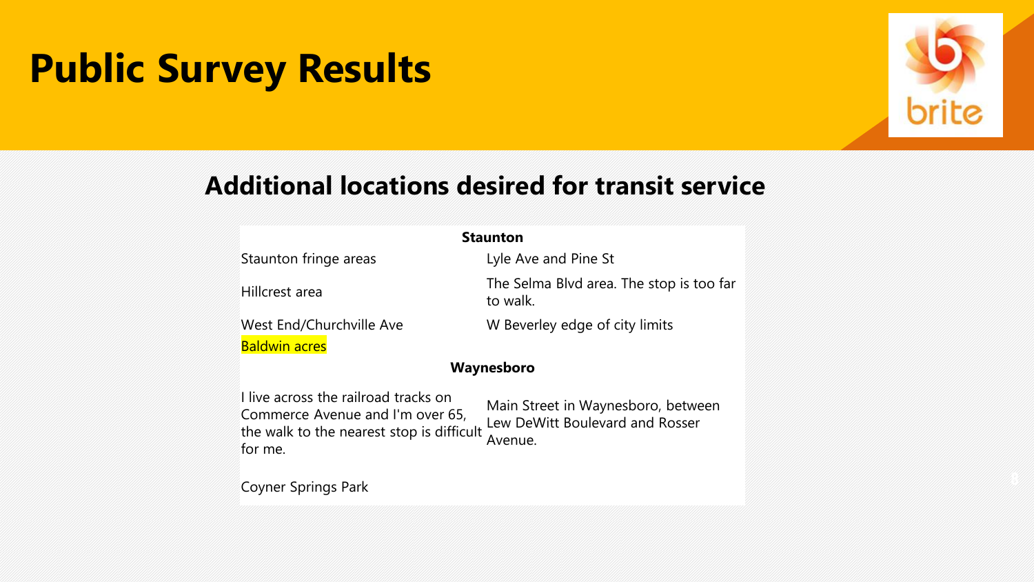# Public Survey Results

## Additional locations desired for transit service

| Staunton | |
|---|---|
| Staunton fringe areas | Lyle Ave and Pine St |
| Hillcrest area | The Selma Blvd area. The stop is too far to walk. |
| West End/Churchville Ave | W Beverley edge of city limits |
| Baldwin acres | |
| **Waynesboro** | |
| I live across the railroad tracks on Commerce Avenue and I'm over 65, the walk to the nearest stop is difficult for me. | Main Street in Waynesboro, between Lew DeWitt Boulevard and Rosser Avenue. |
| Coyner Springs Park | |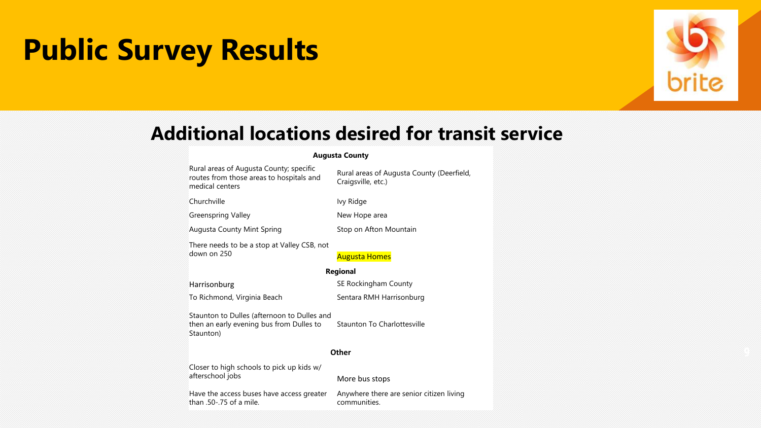# Public Survey Results

## Additional locations desired for transit service

| Augusta County | |
|---|---|
| Rural areas of Augusta County; specific routes from those areas to hospitals and medical centers | Rural areas of Augusta County (Deerfield, Craigsville, etc.) |
| Churchville | Ivy Ridge |
| Greenspring Valley | New Hope area |
| Augusta County Mint Spring | Stop on Afton Mountain |
| There needs to be a stop at Valley CSB, not down on 250 | Augusta Homes |
| **Regional** | |
| Harrisonburg | SE Rockingham County |
| To Richmond, Virginia Beach | Sentara RMH Harrisonburg |
| Staunton to Dulles (afternoon to Dulles and then an early evening bus from Dulles to Staunton) | Staunton To Charlottesville |
| **Other** | |
| Closer to high schools to pick up kids w/ afterschool jobs | More bus stops |
| Have the access buses have access greater than .50-.75 of a mile. | Anywhere there are senior citizen living communities. |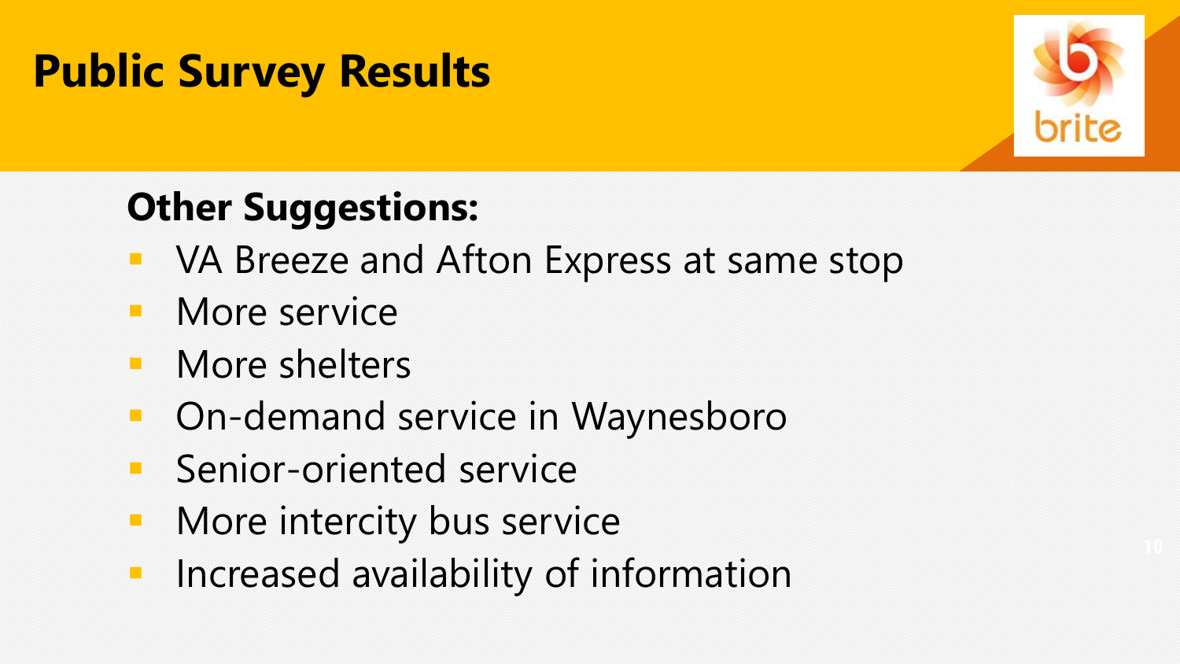# Public Survey Results

## Other Suggestions:

- VA Breeze and Afton Express at same stop
- More service
- More shelters
- On-demand service in Waynesboro
- Senior-oriented service
- More intercity bus service
- Increased availability of information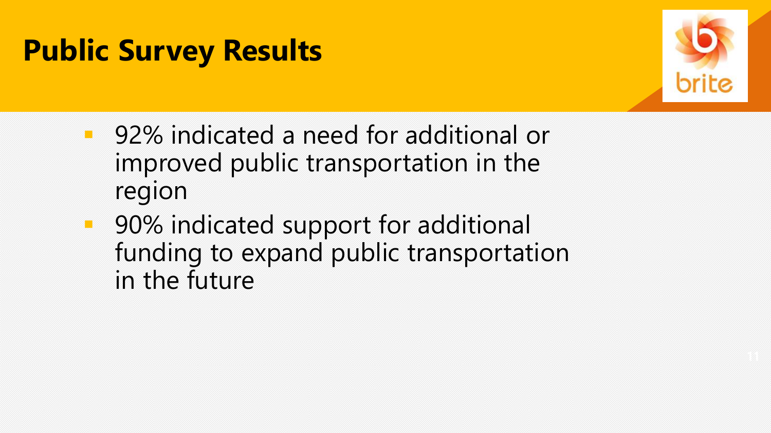# Public Survey Results

- 92% indicated a need for additional or improved public transportation in the region
- 90% indicated support for additional funding to expand public transportation in the future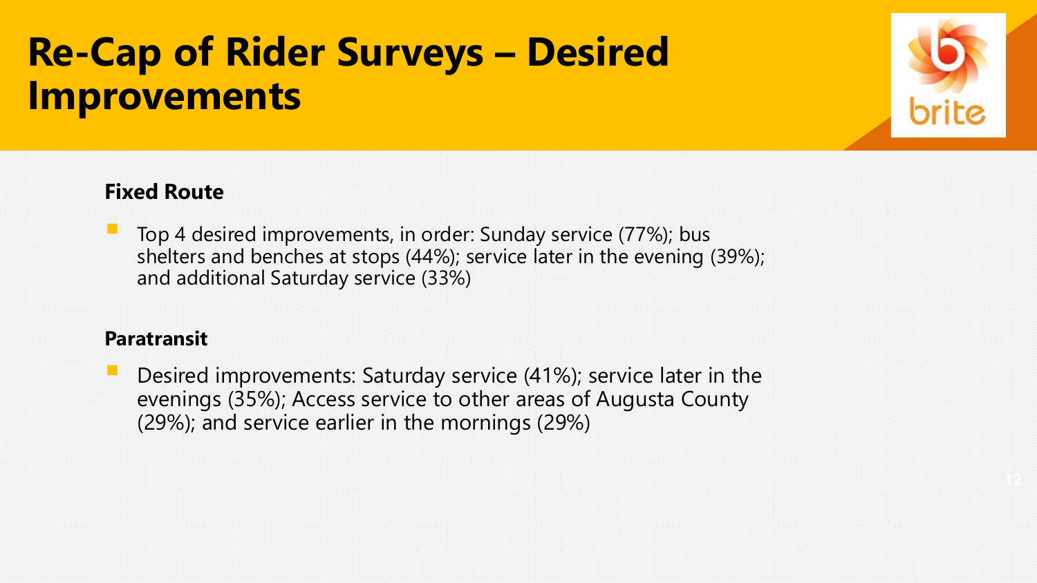# Re-Cap of Rider Surveys – Desired Improvements

**Fixed Route**

- Top 4 desired improvements, in order: Sunday service (77%); bus shelters and benches at stops (44%); service later in the evening (39%); and additional Saturday service (33%)

**Paratransit**

- Desired improvements: Saturday service (41%); service later in the evenings (35%); Access service to other areas of Augusta County (29%); and service earlier in the mornings (29%)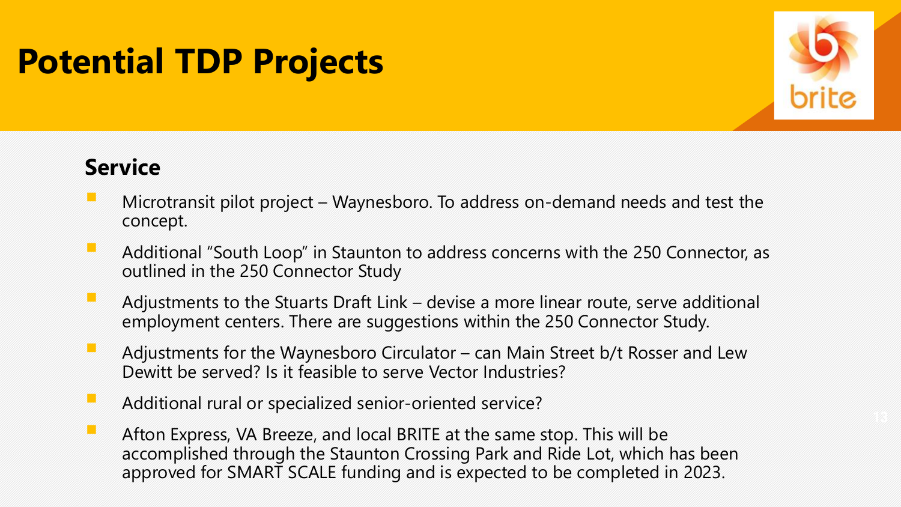# Potential TDP Projects

## Service

- Microtransit pilot project – Waynesboro. To address on-demand needs and test the concept.
- Additional "South Loop" in Staunton to address concerns with the 250 Connector, as outlined in the 250 Connector Study
- Adjustments to the Stuarts Draft Link – devise a more linear route, serve additional employment centers. There are suggestions within the 250 Connector Study.
- Adjustments for the Waynesboro Circulator – can Main Street b/t Rosser and Lew Dewitt be served? Is it feasible to serve Vector Industries?
- Additional rural or specialized senior-oriented service?
- Afton Express, VA Breeze, and local BRITE at the same stop. This will be accomplished through the Staunton Crossing Park and Ride Lot, which has been approved for SMART SCALE funding and is expected to be completed in 2023.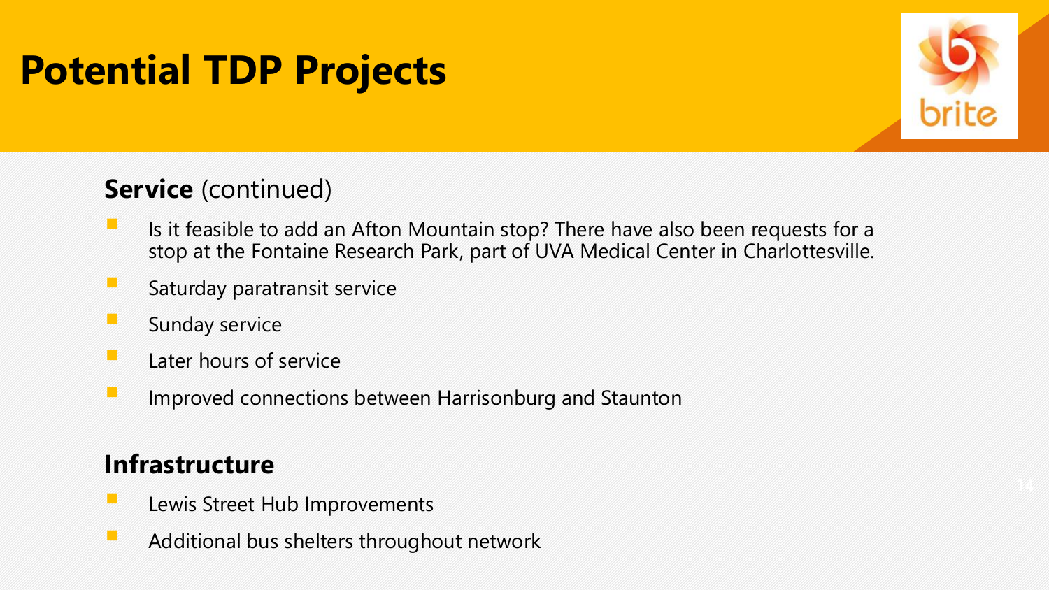# Potential TDP Projects

**Service** (continued)

- Is it feasible to add an Afton Mountain stop? There have also been requests for a stop at the Fontaine Research Park, part of UVA Medical Center in Charlottesville.
- Saturday paratransit service
- Sunday service
- Later hours of service
- Improved connections between Harrisonburg and Staunton

**Infrastructure**

- Lewis Street Hub Improvements
- Additional bus shelters throughout network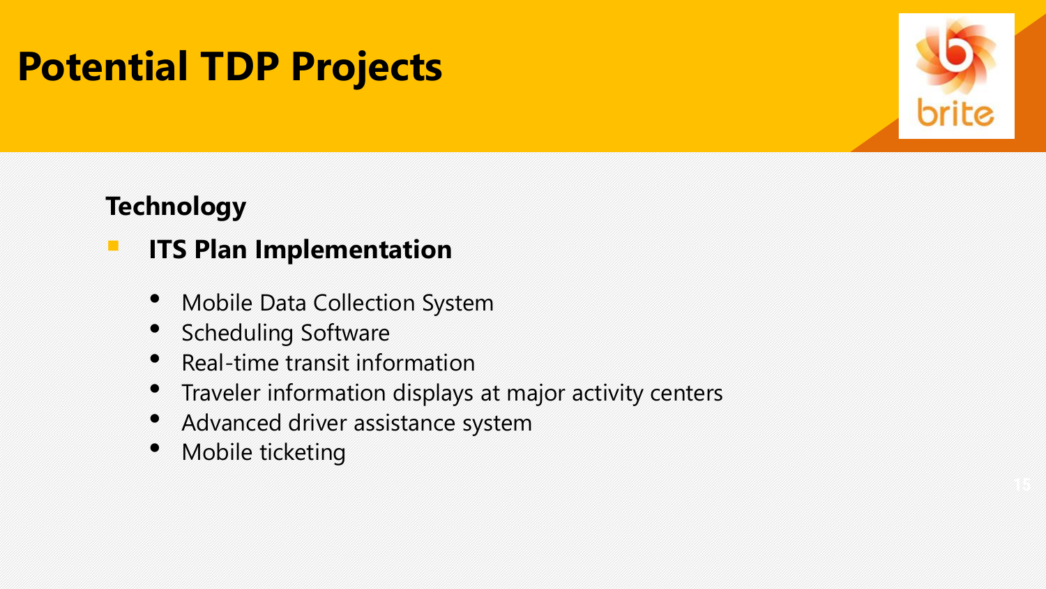# Potential TDP Projects

**Technology**

- **ITS Plan Implementation**
  - Mobile Data Collection System
  - Scheduling Software
  - Real-time transit information
  - Traveler information displays at major activity centers
  - Advanced driver assistance system
  - Mobile ticketing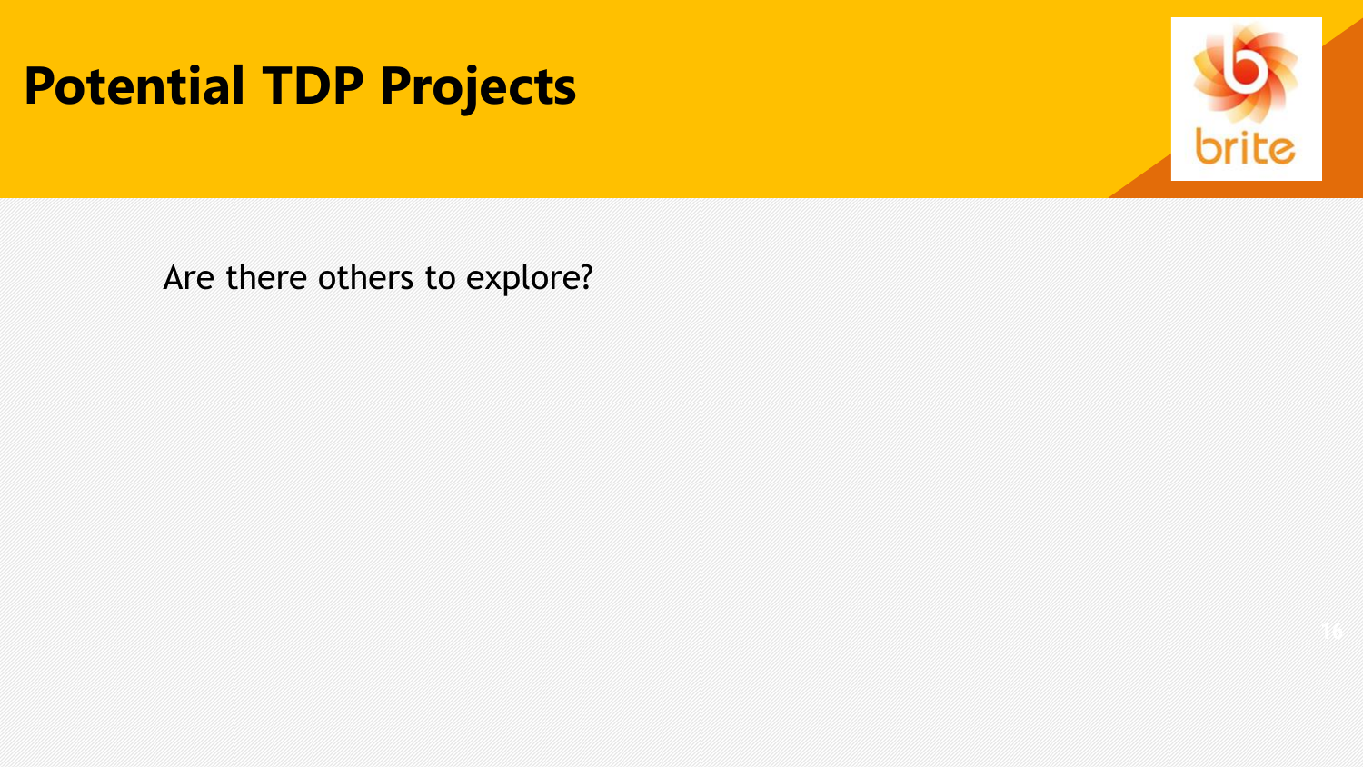# Potential TDP Projects

Are there others to explore?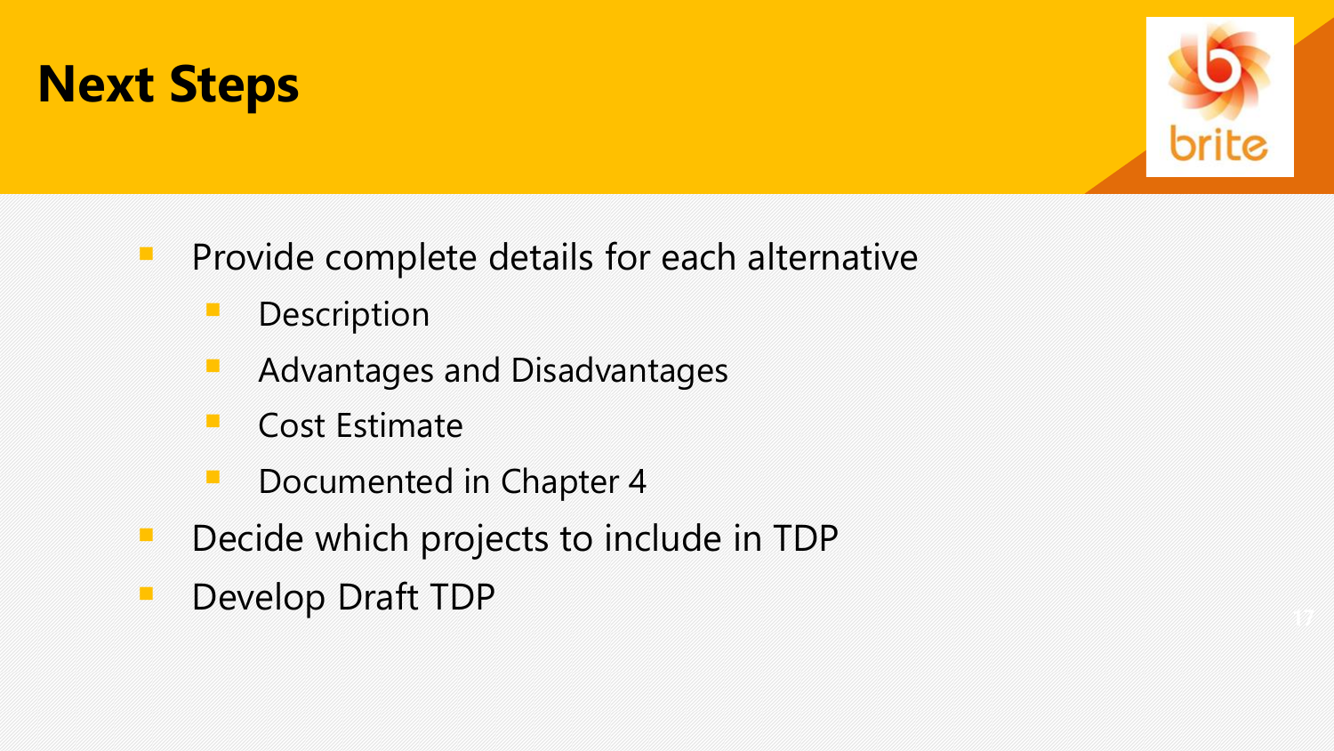# Next Steps

- Provide complete details for each alternative
  - Description
  - Advantages and Disadvantages
  - Cost Estimate
  - Documented in Chapter 4
- Decide which projects to include in TDP
- Develop Draft TDP